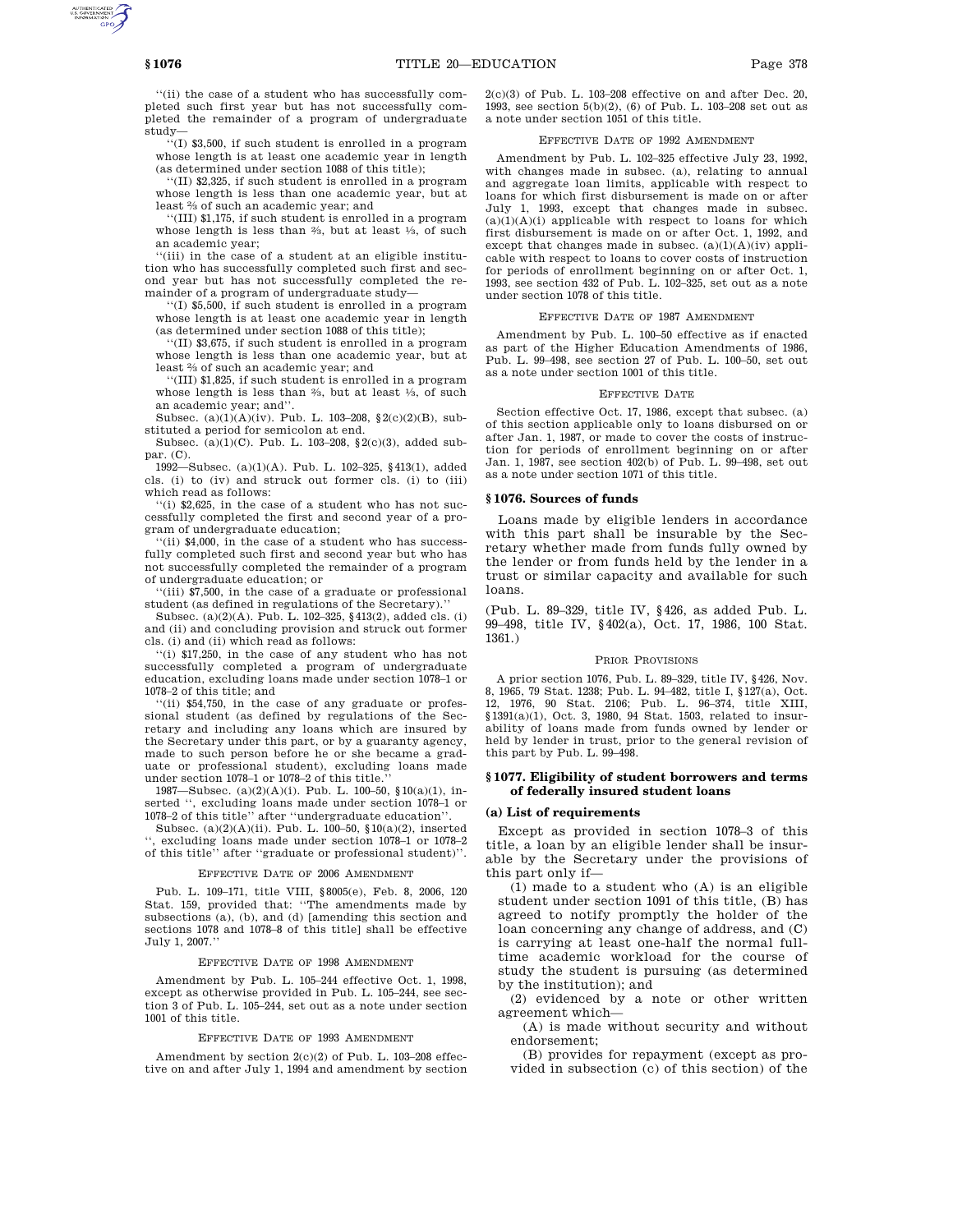''(ii) the case of a student who has successfully completed such first year but has not successfully completed the remainder of a program of undergraduate study—

''(I) $3,500, if such student is enrolled in a program whose length is at least one academic year in length (as determined under section 1088 of this title);

''(II) $2,325, if such student is enrolled in a program whose length is less than one academic year, but at least ⅔ of such an academic year; and

''(III) $1,175, if such student is enrolled in a program whose length is less than ⅔, but at least ⅓, of such an academic year;

''(iii) in the case of a student at an eligible institution who has successfully completed such first and second year but has not successfully completed the remainder of a program of undergraduate study—

''(I) $5,500, if such student is enrolled in a program whose length is at least one academic year in length (as determined under section 1088 of this title);

''(II) $3,675, if such student is enrolled in a program whose length is less than one academic year, but at least ⅔ of such an academic year; and

''(III) $1,825, if such student is enrolled in a program whose length is less than ⅔, but at least ⅓, of such an academic year; and''.

Subsec. (a)(1)(A)(iv). Pub. L. 103–208, §2(c)(2)(B), substituted a period for semicolon at end.

Subsec. (a)(1)(C). Pub. L. 103–208, §2(c)(3), added subpar. (C).

1992—Subsec. (a)(1)(A). Pub. L. 102–325, §413(1), added cls. (i) to (iv) and struck out former cls. (i) to (iii) which read as follows:

''(i) $2,625, in the case of a student who has not successfully completed the first and second year of a program of undergraduate education;

''(ii) $4,000, in the case of a student who has successfully completed such first and second year but who has not successfully completed the remainder of a program of undergraduate education; or

''(iii) $7,500, in the case of a graduate or professional student (as defined in regulations of the Secretary).''

Subsec. (a)(2)(A). Pub. L. 102–325, §413(2), added cls. (i) and (ii) and concluding provision and struck out former cls. (i) and (ii) which read as follows:

''(i) $17,250, in the case of any student who has not successfully completed a program of undergraduate education, excluding loans made under section 1078–1 or 1078–2 of this title; and

''(ii) $54,750, in the case of any graduate or professional student (as defined by regulations of the Secretary and including any loans which are insured by the Secretary under this part, or by a guaranty agency, made to such person before he or she became a graduate or professional student), excluding loans made under section 1078–1 or 1078–2 of this title.''

1987—Subsec. (a)(2)(A)(i). Pub. L. 100–50, §10(a)(1), inserted '', excluding loans made under section 1078–1 or 1078–2 of this title'' after ''undergraduate education''.

Subsec. (a)(2)(A)(ii). Pub. L. 100–50, §10(a)(2), inserted '', excluding loans made under section 1078–1 or 1078–2 of this title'' after ''graduate or professional student)''.

EFFECTIVE DATE OF 2006 AMENDMENT

Pub. L. 109–171, title VIII, §8005(e), Feb. 8, 2006, 120 Stat. 159, provided that: ''The amendments made by subsections (a), (b), and (d) [amending this section and sections 1078 and 1078–8 of this title] shall be effective July 1, 2007.''

EFFECTIVE DATE OF 1998 AMENDMENT

Amendment by Pub. L. 105–244 effective Oct. 1, 1998, except as otherwise provided in Pub. L. 105–244, see section 3 of Pub. L. 105–244, set out as a note under section 1001 of this title.

EFFECTIVE DATE OF 1993 AMENDMENT

Amendment by section 2(c)(2) of Pub. L. 103–208 effective on and after July 1, 1994 and amendment by section 2(c)(3) of Pub. L. 103–208 effective on and after Dec. 20, 1993, see section 5(b)(2), (6) of Pub. L. 103–208 set out as a note under section 1051 of this title.

EFFECTIVE DATE OF 1992 AMENDMENT

Amendment by Pub. L. 102–325 effective July 23, 1992, with changes made in subsec. (a), relating to annual and aggregate loan limits, applicable with respect to loans for which first disbursement is made on or after July 1, 1993, except that changes made in subsec. (a)(1)(A)(i) applicable with respect to loans for which first disbursement is made on or after Oct. 1, 1992, and except that changes made in subsec. (a)(1)(A)(iv) applicable with respect to loans to cover costs of instruction for periods of enrollment beginning on or after Oct. 1, 1993, see section 432 of Pub. L. 102–325, set out as a note under section 1078 of this title.

EFFECTIVE DATE OF 1987 AMENDMENT

Amendment by Pub. L. 100–50 effective as if enacted as part of the Higher Education Amendments of 1986, Pub. L. 99–498, see section 27 of Pub. L. 100–50, set out as a note under section 1001 of this title.

EFFECTIVE DATE

Section effective Oct. 17, 1986, except that subsec. (a) of this section applicable only to loans disbursed on or after Jan. 1, 1987, or made to cover the costs of instruction for periods of enrollment beginning on or after Jan. 1, 1987, see section 402(b) of Pub. L. 99–498, set out as a note under section 1071 of this title.

## §1076. Sources of funds

Loans made by eligible lenders in accordance with this part shall be insurable by the Secretary whether made from funds fully owned by the lender or from funds held by the lender in a trust or similar capacity and available for such loans.

(Pub. L. 89–329, title IV, §426, as added Pub. L. 99–498, title IV, §402(a), Oct. 17, 1986, 100 Stat. 1361.)

PRIOR PROVISIONS

A prior section 1076, Pub. L. 89–329, title IV, §426, Nov. 8, 1965, 79 Stat. 1238; Pub. L. 94–482, title I, §127(a), Oct. 12, 1976, 90 Stat. 2106; Pub. L. 96–374, title XIII, §1391(a)(1), Oct. 3, 1980, 94 Stat. 1503, related to insurability of loans made from funds owned by lender or held by lender in trust, prior to the general revision of this part by Pub. L. 99–498.

## §1077. Eligibility of student borrowers and terms of federally insured student loans

### (a) List of requirements

Except as provided in section 1078–3 of this title, a loan by an eligible lender shall be insurable by the Secretary under the provisions of this part only if—

(1) made to a student who (A) is an eligible student under section 1091 of this title, (B) has agreed to notify promptly the holder of the loan concerning any change of address, and (C) is carrying at least one-half the normal full-time academic workload for the course of study the student is pursuing (as determined by the institution); and

(2) evidenced by a note or other written agreement which—

(A) is made without security and without endorsement;

(B) provides for repayment (except as provided in subsection (c) of this section) of the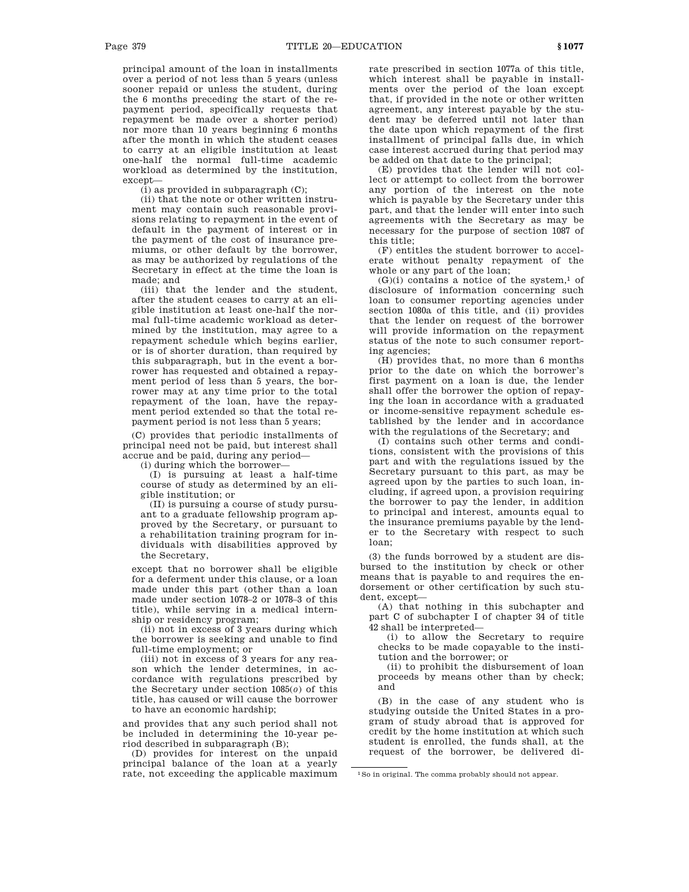principal amount of the loan in installments over a period of not less than 5 years (unless sooner repaid or unless the student, during the 6 months preceding the start of the repayment period, specifically requests that repayment be made over a shorter period) nor more than 10 years beginning 6 months after the month in which the student ceases to carry at an eligible institution at least one-half the normal full-time academic workload as determined by the institution, except—

(i) as provided in subparagraph (C);

(ii) that the note or other written instrument may contain such reasonable provisions relating to repayment in the event of default in the payment of interest or in the payment of the cost of insurance premiums, or other default by the borrower, as may be authorized by regulations of the Secretary in effect at the time the loan is made; and

(iii) that the lender and the student, after the student ceases to carry at an eligible institution at least one-half the normal full-time academic workload as determined by the institution, may agree to a repayment schedule which begins earlier, or is of shorter duration, than required by this subparagraph, but in the event a borrower has requested and obtained a repayment period of less than 5 years, the borrower may at any time prior to the total repayment of the loan, have the repayment period extended so that the total repayment period is not less than 5 years;

(C) provides that periodic installments of principal need not be paid, but interest shall accrue and be paid, during any period—

(i) during which the borrower—

(I) is pursuing at least a half-time course of study as determined by an eligible institution; or

(II) is pursuing a course of study pursuant to a graduate fellowship program approved by the Secretary, or pursuant to a rehabilitation training program for individuals with disabilities approved by the Secretary,

except that no borrower shall be eligible for a deferment under this clause, or a loan made under this part (other than a loan made under section 1078–2 or 1078–3 of this title), while serving in a medical internship or residency program;

(ii) not in excess of 3 years during which the borrower is seeking and unable to find full-time employment; or

(iii) not in excess of 3 years for any reason which the lender determines, in accordance with regulations prescribed by the Secretary under section 1085(*o*) of this title, has caused or will cause the borrower to have an economic hardship;

and provides that any such period shall not be included in determining the 10-year period described in subparagraph (B);

(D) provides for interest on the unpaid principal balance of the loan at a yearly rate, not exceeding the applicable maximum rate prescribed in section 1077a of this title, which interest shall be payable in installments over the period of the loan except that, if provided in the note or other written agreement, any interest payable by the student may be deferred until not later than the date upon which repayment of the first installment of principal falls due, in which case interest accrued during that period may be added on that date to the principal;

(E) provides that the lender will not collect or attempt to collect from the borrower any portion of the interest on the note which is payable by the Secretary under this part, and that the lender will enter into such agreements with the Secretary as may be necessary for the purpose of section 1087 of this title;

(F) entitles the student borrower to accelerate without penalty repayment of the whole or any part of the loan;

(G)(i) contains a notice of the system,[1] of disclosure of information concerning such loan to consumer reporting agencies under section 1080a of this title, and (ii) provides that the lender on request of the borrower will provide information on the repayment status of the note to such consumer reporting agencies;

(H) provides that, no more than 6 months prior to the date on which the borrower's first payment on a loan is due, the lender shall offer the borrower the option of repaying the loan in accordance with a graduated or income-sensitive repayment schedule established by the lender and in accordance with the regulations of the Secretary; and

(I) contains such other terms and conditions, consistent with the provisions of this part and with the regulations issued by the Secretary pursuant to this part, as may be agreed upon by the parties to such loan, including, if agreed upon, a provision requiring the borrower to pay the lender, in addition to principal and interest, amounts equal to the insurance premiums payable by the lender to the Secretary with respect to such loan;

(3) the funds borrowed by a student are disbursed to the institution by check or other means that is payable to and requires the endorsement or other certification by such student, except—

(A) that nothing in this subchapter and part C of subchapter I of chapter 34 of title 42 shall be interpreted—

(i) to allow the Secretary to require checks to be made copayable to the institution and the borrower; or

(ii) to prohibit the disbursement of loan proceeds by means other than by check; and

(B) in the case of any student who is studying outside the United States in a program of study abroad that is approved for credit by the home institution at which such student is enrolled, the funds shall, at the request of the borrower, be delivered di-

[1] So in original. The comma probably should not appear.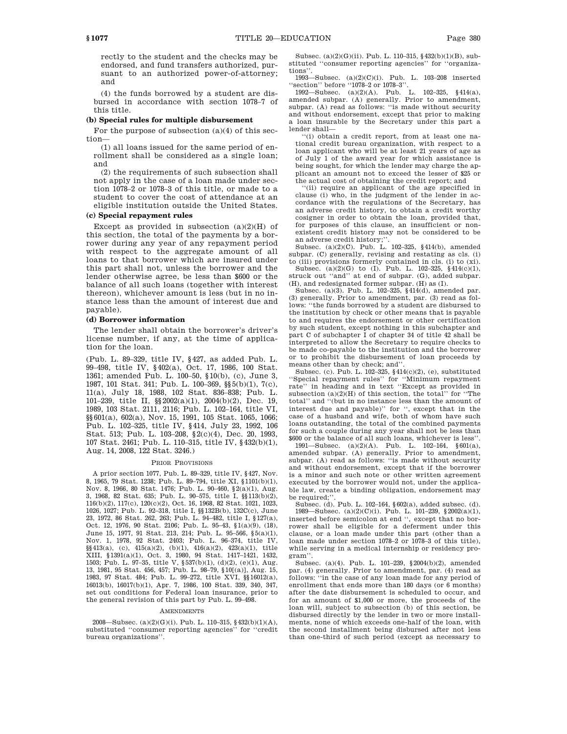rectly to the student and the checks may be endorsed, and fund transfers authorized, pursuant to an authorized power-of-attorney; and

(4) the funds borrowed by a student are disbursed in accordance with section 1078–7 of this title.

### (b) Special rules for multiple disbursement

For the purpose of subsection (a)(4) of this section—

(1) all loans issued for the same period of enrollment shall be considered as a single loan; and

(2) the requirements of such subsection shall not apply in the case of a loan made under section 1078–2 or 1078–3 of this title, or made to a student to cover the cost of attendance at an eligible institution outside the United States.

### (c) Special repayment rules

Except as provided in subsection (a)(2)(H) of this section, the total of the payments by a borrower during any year of any repayment period with respect to the aggregate amount of all loans to that borrower which are insured under this part shall not, unless the borrower and the lender otherwise agree, be less than $600 or the balance of all such loans (together with interest thereon), whichever amount is less (but in no instance less than the amount of interest due and payable).

### (d) Borrower information

The lender shall obtain the borrower's driver's license number, if any, at the time of application for the loan.

(Pub. L. 89–329, title IV, §427, as added Pub. L. 99–498, title IV, §402(a), Oct. 17, 1986, 100 Stat. 1361; amended Pub. L. 100–50, §10(b), (c), June 3, 1987, 101 Stat. 341; Pub. L. 100–369, §§5(b)(1), 7(c), 11(a), July 18, 1988, 102 Stat. 836–838; Pub. L. 101–239, title II, §§2002(a)(1), 2004(b)(2), Dec. 19, 1989, 103 Stat. 2111, 2116; Pub. L. 102–164, title VI, §§601(a), 602(a), Nov. 15, 1991, 105 Stat. 1065, 1066; Pub. L. 102–325, title IV, §414, July 23, 1992, 106 Stat. 513; Pub. L. 103–208, §2(c)(4), Dec. 20, 1993, 107 Stat. 2461; Pub. L. 110–315, title IV, §432(b)(1), Aug. 14, 2008, 122 Stat. 3246.)

#### Prior Provisions

A prior section 1077, Pub. L. 89–329, title IV, §427, Nov. 8, 1965, 79 Stat. 1238; Pub. L. 89–794, title XI, §1101(b)(1), Nov. 8, 1966, 80 Stat. 1476; Pub. L. 90–460, §2(a)(1), Aug. 3, 1968, 82 Stat. 635; Pub. L. 90–575, title I, §§113(b)(2), 116(b)(2), 117(c), 120(c)(2), Oct. 16, 1968, 82 Stat. 1021, 1023, 1026, 1027; Pub. L. 92–318, title I, §§132B(b), 132C(c), June 23, 1972, 86 Stat. 262, 263; Pub. L. 94–482, title I, §127(a), Oct. 12, 1976, 90 Stat. 2106; Pub. L. 95–43, §1(a)(9), (18), June 15, 1977, 91 Stat. 213, 214; Pub. L. 95–566, §5(a)(1), Nov. 1, 1978, 92 Stat. 2403; Pub. L. 96–374, title IV, §§413(a), (c), 415(a)(2), (b)(1), 416(a)(2), 423(a)(1), title XIII, §1391(a)(1), Oct. 3, 1980, 94 Stat. 1417–1421, 1432, 1503; Pub. L. 97–35, title V, §537(b)(1), (d)(2), (e)(1), Aug. 13, 1981, 95 Stat. 456, 457; Pub. L. 98–79, §10[(a)], Aug. 15, 1983, 97 Stat. 484; Pub. L. 99–272, title XVI, §§16012(a), 16013(b), 16017(b)(1), Apr. 7, 1986, 100 Stat. 339, 340, 347, set out conditions for Federal loan insurance, prior to the general revision of this part by Pub. L. 99–498.

#### Amendments

2008—Subsec. (a)(2)(G)(i). Pub. L. 110–315, §432(b)(1)(A), substituted "consumer reporting agencies" for "credit bureau organizations".

Subsec. (a)(2)(G)(ii). Pub. L. 110–315, §432(b)(1)(B), substituted "consumer reporting agencies" for "organizations".

1993—Subsec. (a)(2)(C)(i). Pub. L. 103–208 inserted "section" before "1078–2 or 1078–3".

1992—Subsec. (a)(2)(A). Pub. L. 102–325, §414(a), amended subpar. (A) generally. Prior to amendment, subpar. (A) read as follows: "is made without security and without endorsement, except that prior to making a loan insurable by the Secretary under this part a lender shall—

"(i) obtain a credit report, from at least one national credit bureau organization, with respect to a loan applicant who will be at least 21 years of age as of July 1 of the award year for which assistance is being sought, for which the lender may charge the applicant an amount not to exceed the lesser of $25 or the actual cost of obtaining the credit report; and

"(ii) require an applicant of the age specified in clause (i) who, in the judgment of the lender in accordance with the regulations of the Secretary, has an adverse credit history, to obtain a credit worthy cosigner in order to obtain the loan, provided that, for purposes of this clause, an insufficient or nonexistent credit history may not be considered to be an adverse credit history;".

Subsec. (a)(2)(C). Pub. L. 102–325, §414(b), amended subpar. (C) generally, revising and restating as cls. (i) to (iii) provisions formerly contained in cls. (i) to (xi).

Subsec. (a)(2)(G) to (I). Pub. L. 102–325, §414(c)(1), struck out "and" at end of subpar. (G), added subpar. (H), and redesignated former subpar. (H) as (I).

Subsec. (a)(3). Pub. L. 102–325, §414(d), amended par. (3) generally. Prior to amendment, par. (3) read as follows: "the funds borrowed by a student are disbursed to the institution by check or other means that is payable to and requires the endorsement or other certification by such student, except nothing in this subchapter and part C of subchapter I of chapter 34 of title 42 shall be interpreted to allow the Secretary to require checks to be made co-payable to the institution and the borrower or to prohibit the disbursement of loan proceeds by means other than by check; and".

Subsec. (c). Pub. L. 102–325, §414(c)(2), (e), substituted "Special repayment rules" for "Minimum repayment rate" in heading and in text "Except as provided in subsection (a)(2)(H) of this section, the total" for "The total" and "(but in no instance less than the amount of interest due and payable)" for ", except that in the case of a husband and wife, both of whom have such loans outstanding, the total of the combined payments for such a couple during any year shall not be less than $600 or the balance of all such loans, whichever is less".

1991—Subsec. (a)(2)(A). Pub. L. 102–164, §601(a), amended subpar. (A) generally. Prior to amendment, subpar. (A) read as follows: "is made without security and without endorsement, except that if the borrower is a minor and such note or other written agreement executed by the borrower would not, under the applicable law, create a binding obligation, endorsement may be required;".

Subsec. (d). Pub. L. 102–164, §602(a), added subsec. (d).

1989—Subsec. (a)(2)(C)(i). Pub. L. 101–239, §2002(a)(1), inserted before semicolon at end ", except that no borrower shall be eligible for a deferment under this clause, or a loan made under this part (other than a loan made under section 1078–2 or 1078–3 of this title), while serving in a medical internship or residency program".

Subsec. (a)(4). Pub. L. 101–239, §2004(b)(2), amended par. (4) generally. Prior to amendment, par. (4) read as follows: "in the case of any loan made for any period of enrollment that ends more than 180 days (or 6 months) after the date disbursement is scheduled to occur, and for an amount of $1,000 or more, the proceeds of the loan will, subject to subsection (b) of this section, be disbursed directly by the lender in two or more installments, none of which exceeds one-half of the loan, with the second installment being disbursed after not less than one-third of such period (except as necessary to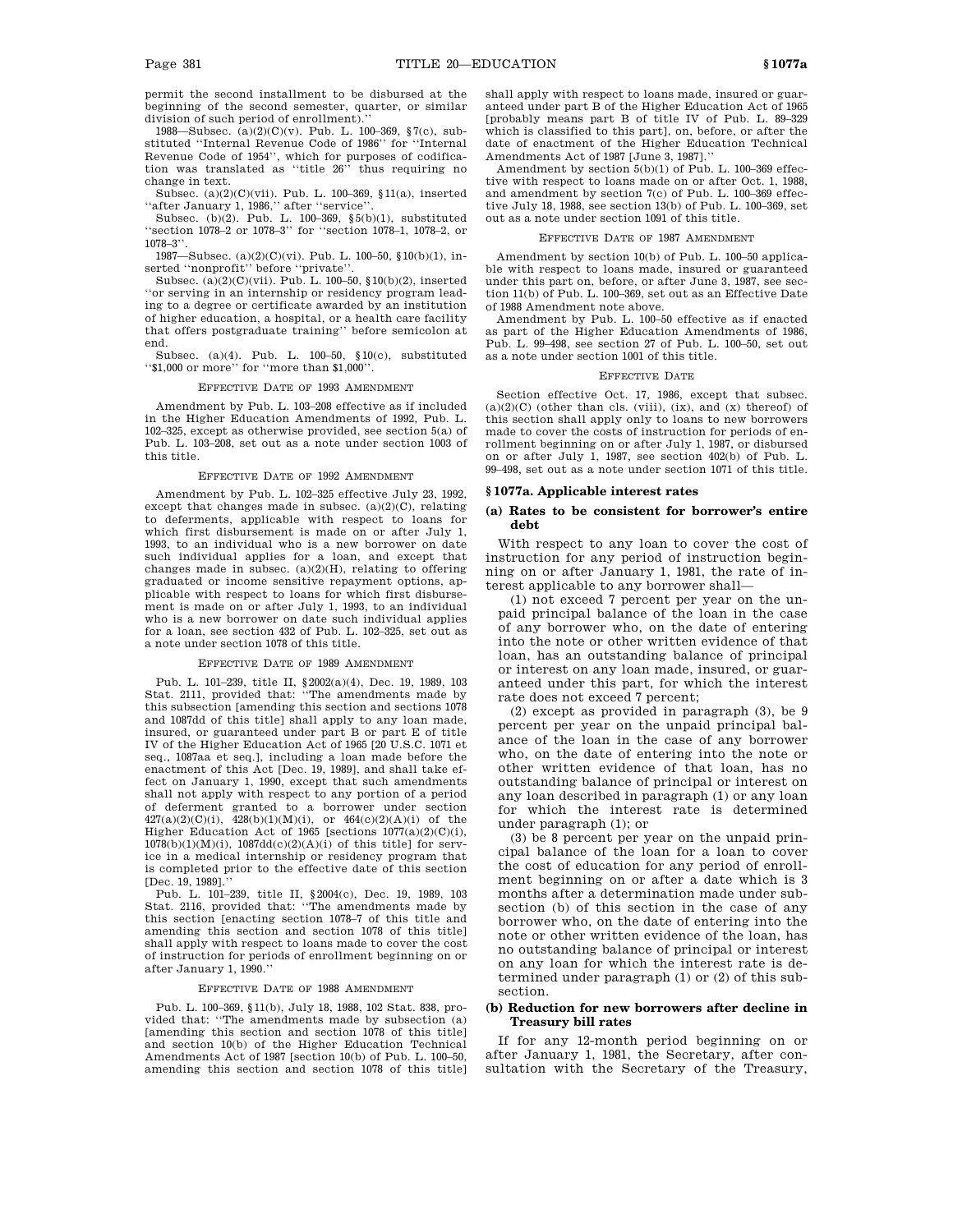permit the second installment to be disbursed at the beginning of the second semester, quarter, or similar division of such period of enrollment).''

1988—Subsec. (a)(2)(C)(v). Pub. L. 100–369, §7(c), substituted ''Internal Revenue Code of 1986'' for ''Internal Revenue Code of 1954'', which for purposes of codification was translated as ''title 26'' thus requiring no change in text.

Subsec. (a)(2)(C)(vii). Pub. L. 100–369, §11(a), inserted ''after January 1, 1986,'' after ''service''.

Subsec. (b)(2). Pub. L. 100–369, §5(b)(1), substituted ''section 1078–2 or 1078–3'' for ''section 1078–1, 1078–2, or 1078–3''.

1987—Subsec. (a)(2)(C)(vi). Pub. L. 100–50, §10(b)(1), inserted ''nonprofit'' before ''private''.

Subsec. (a)(2)(C)(vii). Pub. L. 100–50, §10(b)(2), inserted ''or serving in an internship or residency program leading to a degree or certificate awarded by an institution of higher education, a hospital, or a health care facility that offers postgraduate training'' before semicolon at end.

Subsec. (a)(4). Pub. L. 100–50, §10(c), substituted ''$1,000 or more'' for ''more than $1,000''.

EFFECTIVE DATE OF 1993 AMENDMENT

Amendment by Pub. L. 103–208 effective as if included in the Higher Education Amendments of 1992, Pub. L. 102–325, except as otherwise provided, see section 5(a) of Pub. L. 103–208, set out as a note under section 1003 of this title.

EFFECTIVE DATE OF 1992 AMENDMENT

Amendment by Pub. L. 102–325 effective July 23, 1992, except that changes made in subsec. (a)(2)(C), relating to deferments, applicable with respect to loans for which first disbursement is made on or after July 1, 1993, to an individual who is a new borrower on date such individual applies for a loan, and except that changes made in subsec. (a)(2)(H), relating to offering graduated or income sensitive repayment options, applicable with respect to loans for which first disbursement is made on or after July 1, 1993, to an individual who is a new borrower on date such individual applies for a loan, see section 432 of Pub. L. 102–325, set out as a note under section 1078 of this title.

EFFECTIVE DATE OF 1989 AMENDMENT

Pub. L. 101–239, title II, §2002(a)(4), Dec. 19, 1989, 103 Stat. 2111, provided that: ''The amendments made by this subsection [amending this section and sections 1078 and 1087dd of this title] shall apply to any loan made, insured, or guaranteed under part B or part E of title IV of the Higher Education Act of 1965 [20 U.S.C. 1071 et seq., 1087aa et seq.], including a loan made before the enactment of this Act [Dec. 19, 1989], and shall take effect on January 1, 1990, except that such amendments shall not apply with respect to any portion of a period of deferment granted to a borrower under section 427(a)(2)(C)(i), 428(b)(1)(M)(i), or 464(c)(2)(A)(i) of the Higher Education Act of 1965 [sections 1077(a)(2)(C)(i), 1078(b)(1)(M)(i), 1087dd(c)(2)(A)(i) of this title] for service in a medical internship or residency program that is completed prior to the effective date of this section [Dec. 19, 1989].''

Pub. L. 101–239, title II, §2004(c), Dec. 19, 1989, 103 Stat. 2116, provided that: ''The amendments made by this section [enacting section 1078–7 of this title and amending this section and section 1078 of this title] shall apply with respect to loans made to cover the cost of instruction for periods of enrollment beginning on or after January 1, 1990.''

EFFECTIVE DATE OF 1988 AMENDMENT

Pub. L. 100–369, §11(b), July 18, 1988, 102 Stat. 838, provided that: ''The amendments made by subsection (a) [amending this section and section 1078 of this title] and section 10(b) of the Higher Education Technical Amendments Act of 1987 [section 10(b) of Pub. L. 100–50, amending this section and section 1078 of this title] shall apply with respect to loans made, insured or guaranteed under part B of the Higher Education Act of 1965 [probably means part B of title IV of Pub. L. 89–329 which is classified to this part], on, before, or after the date of enactment of the Higher Education Technical Amendments Act of 1987 [June 3, 1987].''

Amendment by section 5(b)(1) of Pub. L. 100–369 effective with respect to loans made on or after Oct. 1, 1988, and amendment by section 7(c) of Pub. L. 100–369 effective July 18, 1988, see section 13(b) of Pub. L. 100–369, set out as a note under section 1091 of this title.

EFFECTIVE DATE OF 1987 AMENDMENT

Amendment by section 10(b) of Pub. L. 100–50 applicable with respect to loans made, insured or guaranteed under this part on, before, or after June 3, 1987, see section 11(b) of Pub. L. 100–369, set out as an Effective Date of 1988 Amendment note above.

Amendment by Pub. L. 100–50 effective as if enacted as part of the Higher Education Amendments of 1986, Pub. L. 99–498, see section 27 of Pub. L. 100–50, set out as a note under section 1001 of this title.

EFFECTIVE DATE

Section effective Oct. 17, 1986, except that subsec. (a)(2)(C) (other than cls. (viii), (ix), and (x) thereof) of this section shall apply only to loans to new borrowers made to cover the costs of instruction for periods of enrollment beginning on or after July 1, 1987, or disbursed on or after July 1, 1987, see section 402(b) of Pub. L. 99–498, set out as a note under section 1071 of this title.

## §1077a. Applicable interest rates

### (a) Rates to be consistent for borrower's entire debt

With respect to any loan to cover the cost of instruction for any period of instruction beginning on or after January 1, 1981, the rate of interest applicable to any borrower shall—

(1) not exceed 7 percent per year on the unpaid principal balance of the loan in the case of any borrower who, on the date of entering into the note or other written evidence of that loan, has an outstanding balance of principal or interest on any loan made, insured, or guaranteed under this part, for which the interest rate does not exceed 7 percent;

(2) except as provided in paragraph (3), be 9 percent per year on the unpaid principal balance of the loan in the case of any borrower who, on the date of entering into the note or other written evidence of that loan, has no outstanding balance of principal or interest on any loan described in paragraph (1) or any loan for which the interest rate is determined under paragraph (1); or

(3) be 8 percent per year on the unpaid principal balance of the loan for a loan to cover the cost of education for any period of enrollment beginning on or after a date which is 3 months after a determination made under subsection (b) of this section in the case of any borrower who, on the date of entering into the note or other written evidence of the loan, has no outstanding balance of principal or interest on any loan for which the interest rate is determined under paragraph (1) or (2) of this subsection.

### (b) Reduction for new borrowers after decline in Treasury bill rates

If for any 12-month period beginning on or after January 1, 1981, the Secretary, after consultation with the Secretary of the Treasury,